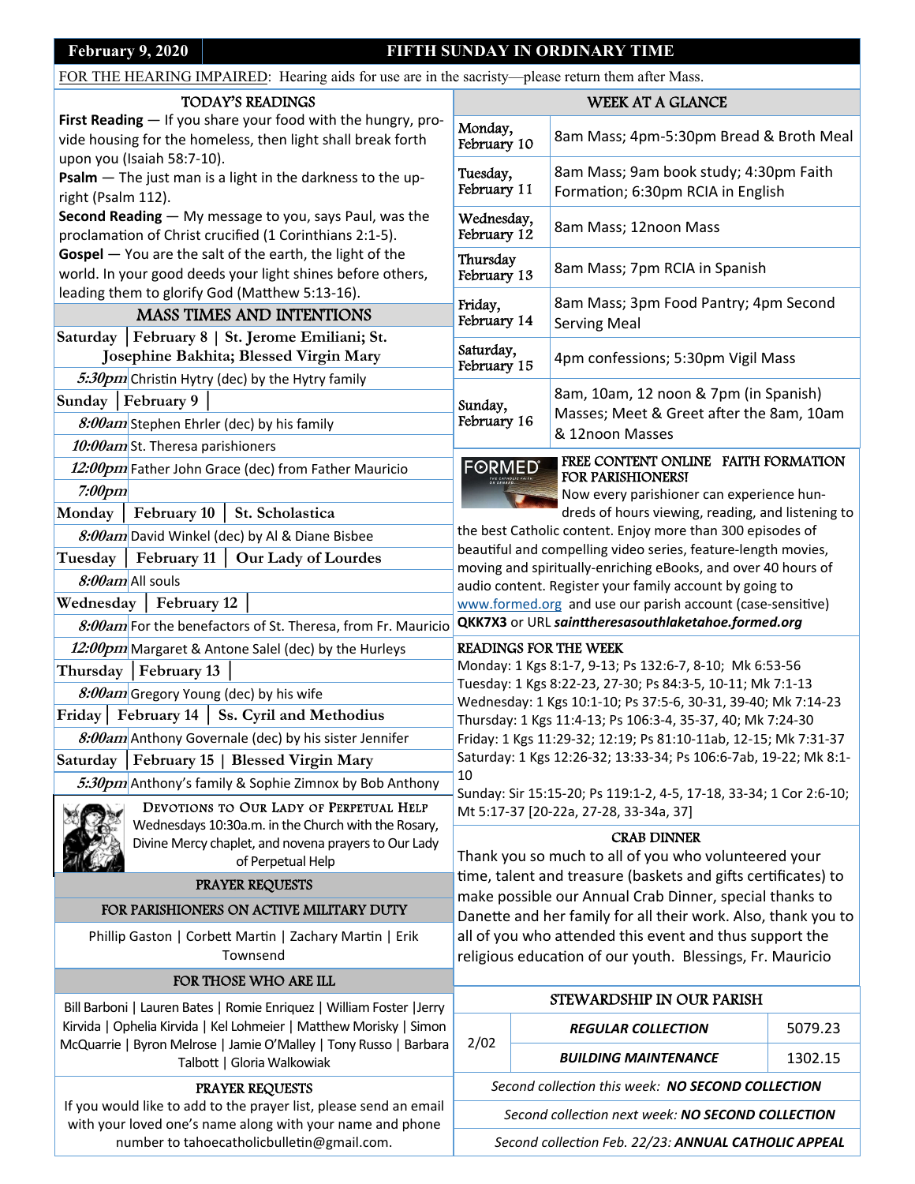**February 9, 2020** | **FIFTH SUNDAY IN ORDINARY TIME**

FOR THE HEARING IMPAIRED: Hearing aids for use are in the sacristy—please return them after Mass.

## TODAY'S READINGS

**First Reading** — If you share your food with the hungry, provide housing for the homeless, then light shall break forth upon you (Isaiah 58:7-10).

**Psalm** — The just man is a light in the darkness to the upright (Psalm 112).

**Second Reading** — My message to you, says Paul, was the proclamation of Christ crucified (1 Corinthians 2:1-5).

**Gospel** — You are the salt of the earth, the light of the world. In your good deeds your light shines before others, leading them to glorify God (Matthew 5:13-16).

## MASS TIMES AND INTENTIONS

**Saturday | February 8 | St. Jerome Emiliani; St. Josephine Bakhita; Blessed Virgin Mary**

- *5:30pm* Christin Hytry (dec) by the Hytry family

**Sunday | February 9**

- *8:00am* Stephen Ehrler (dec) by his family
- *10:00am* St. Theresa parishioners
- *12:00pm* Father John Grace (dec) from Father Mauricio
- *7:00pm*

**Monday | February 10 | St. Scholastica**

- *8:00am* David Winkel (dec) by Al & Diane Bisbee

**Tuesday | February 11 | Our Lady of Lourdes**

- *8:00am* All souls

**Wednesday | February 12**

- *8:00am* For the benefactors of St. Theresa, from Fr. Mauricio
- *12:00pm* Margaret & Antone Salel (dec) by the Hurleys

**Thursday | February 13**

- *8:00am* Gregory Young (dec) by his wife

**Friday | February 14 | Ss. Cyril and Methodius**

- *8:00am* Anthony Governale (dec) by his sister Jennifer

**Saturday | February 15 | Blessed Virgin Mary**

- *5:30pm* Anthony's family & Sophie Zimnox by Bob Anthony

### DEVOTIONS TO OUR LADY OF PERPETUAL HELP

Wednesdays 10:30a.m. in the Church with the Rosary, Divine Mercy chaplet, and novena prayers to Our Lady of Perpetual Help

## PRAYER REQUESTS

### FOR PARISHIONERS ON ACTIVE MILITARY DUTY

Phillip Gaston | Corbett Martin | Zachary Martin | Erik Townsend

### FOR THOSE WHO ARE ILL

Bill Barboni | Lauren Bates | Romie Enriquez | William Foster |Jerry Kirvida | Ophelia Kirvida | Kel Lohmeier | Matthew Morisky | Simon McQuarrie | Byron Melrose | Jamie O'Malley | Tony Russo | Barbara Talbott | Gloria Walkowiak

### PRAYER REQUESTS

If you would like to add to the prayer list, please send an email with your loved one's name along with your name and phone number to tahoecatholicbulletin@gmail.com.

## WEEK AT A GLANCE

| Day | Events |
|---|---|
| Monday, February 10 | 8am Mass; 4pm-5:30pm Bread & Broth Meal |
| Tuesday, February 11 | 8am Mass; 9am book study; 4:30pm Faith Formation; 6:30pm RCIA in English |
| Wednesday, February 12 | 8am Mass; 12noon Mass |
| Thursday February 13 | 8am Mass; 7pm RCIA in Spanish |
| Friday, February 14 | 8am Mass; 3pm Food Pantry; 4pm Second Serving Meal |
| Saturday, February 15 | 4pm confessions; 5:30pm Vigil Mass |
| Sunday, February 16 | 8am, 10am, 12 noon & 7pm (in Spanish) Masses; Meet & Greet after the 8am, 10am & 12noon Masses |

### FREE CONTENT ONLINE FAITH FORMATION FOR PARISHIONERS!

Now every parishioner can experience hundreds of hours viewing, reading, and listening to the best Catholic content. Enjoy more than 300 episodes of beautiful and compelling video series, feature-length movies, moving and spiritually-enriching eBooks, and over 40 hours of audio content. Register your family account by going to www.formed.org and use our parish account (case-sensitive) **QKK7X3** or URL ***sainttheresasouthlaketahoe.formed.org***

### READINGS FOR THE WEEK

Monday: 1 Kgs 8:1-7, 9-13; Ps 132:6-7, 8-10; Mk 6:53-56
Tuesday: 1 Kgs 8:22-23, 27-30; Ps 84:3-5, 10-11; Mk 7:1-13
Wednesday: 1 Kgs 10:1-10; Ps 37:5-6, 30-31, 39-40; Mk 7:14-23
Thursday: 1 Kgs 11:4-13; Ps 106:3-4, 35-37, 40; Mk 7:24-30
Friday: 1 Kgs 11:29-32; 12:19; Ps 81:10-11ab, 12-15; Mk 7:31-37
Saturday: 1 Kgs 12:26-32; 13:33-34; Ps 106:6-7ab, 19-22; Mk 8:1-10
Sunday: Sir 15:15-20; Ps 119:1-2, 4-5, 17-18, 33-34; 1 Cor 2:6-10; Mt 5:17-37 [20-22a, 27-28, 33-34a, 37]

### CRAB DINNER

Thank you so much to all of you who volunteered your time, talent and treasure (baskets and gifts certificates) to make possible our Annual Crab Dinner, special thanks to Danette and her family for all their work. Also, thank you to all of you who attended this event and thus support the religious education of our youth. Blessings, Fr. Mauricio

## STEWARDSHIP IN OUR PARISH

| | | |
|---|---|---|
| 2/02 | ***REGULAR COLLECTION*** | 5079.23 |
| | ***BUILDING MAINTENANCE*** | 1302.15 |

*Second collection this week:* ***NO SECOND COLLECTION***

*Second collection next week:* ***NO SECOND COLLECTION***

*Second collection Feb. 22/23:* ***ANNUAL CATHOLIC APPEAL***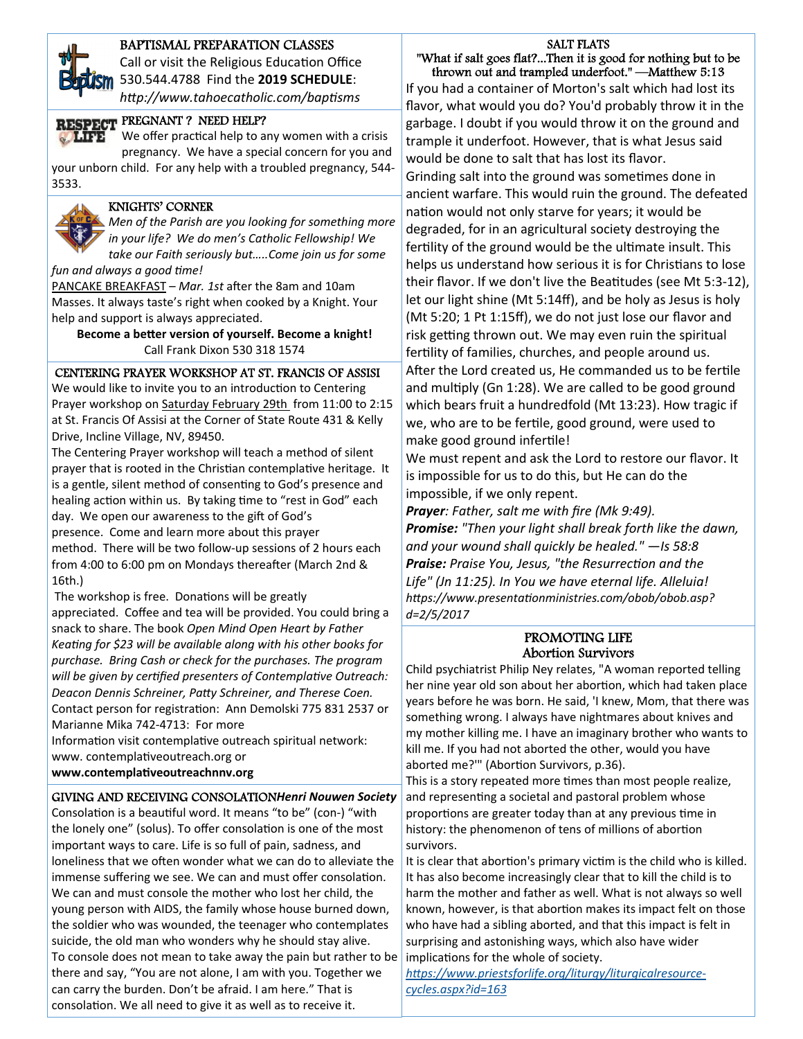## BAPTISMAL PREPARATION CLASSES

Call or visit the Religious Education Office 530.544.4788 Find the **2019 SCHEDULE**: *http://www.tahoecatholic.com/baptisms*

## PREGNANT ? NEED HELP?

We offer practical help to any women with a crisis pregnancy. We have a special concern for you and your unborn child. For any help with a troubled pregnancy, 544-3533.

## KNIGHTS' CORNER

*Men of the Parish are you looking for something more in your life? We do men's Catholic Fellowship! We take our Faith seriously but…..Come join us for some fun and always a good time!*

PANCAKE BREAKFAST – *Mar. 1st* after the 8am and 10am Masses. It always taste's right when cooked by a Knight. Your help and support is always appreciated.

**Become a better version of yourself. Become a knight!**
Call Frank Dixon 530 318 1574

## CENTERING PRAYER WORKSHOP AT ST. FRANCIS OF ASSISI

We would like to invite you to an introduction to Centering Prayer workshop on Saturday February 29th from 11:00 to 2:15 at St. Francis Of Assisi at the Corner of State Route 431 & Kelly Drive, Incline Village, NV, 89450.

The Centering Prayer workshop will teach a method of silent prayer that is rooted in the Christian contemplative heritage. It is a gentle, silent method of consenting to God's presence and healing action within us. By taking time to "rest in God" each day. We open our awareness to the gift of God's presence. Come and learn more about this prayer method. There will be two follow-up sessions of 2 hours each from 4:00 to 6:00 pm on Mondays thereafter (March 2nd & 16th.)

The workshop is free. Donations will be greatly appreciated. Coffee and tea will be provided. You could bring a snack to share. The book *Open Mind Open Heart by Father Keating for $23 will be available along with his other books for purchase. Bring Cash or check for the purchases. The program will be given by certified presenters of Contemplative Outreach: Deacon Dennis Schreiner, Patty Schreiner, and Therese Coen.* Contact person for registration: Ann Demolski 775 831 2537 or Marianne Mika 742-4713: For more Information visit contemplative outreach spiritual network: www. contemplativeoutreach.org or **www.contemplativeoutreachnnv.org**

## GIVING AND RECEIVING CONSOLATION *Henri Nouwen Society*

Consolation is a beautiful word. It means "to be" (con-) "with the lonely one" (solus). To offer consolation is one of the most important ways to care. Life is so full of pain, sadness, and loneliness that we often wonder what we can do to alleviate the immense suffering we see. We can and must offer consolation. We can and must console the mother who lost her child, the young person with AIDS, the family whose house burned down, the soldier who was wounded, the teenager who contemplates suicide, the old man who wonders why he should stay alive.

To console does not mean to take away the pain but rather to be there and say, "You are not alone, I am with you. Together we can carry the burden. Don't be afraid. I am here." That is consolation. We all need to give it as well as to receive it.

## SALT FLATS

"What if salt goes flat?...Then it is good for nothing but to be thrown out and trampled underfoot." —Matthew 5:13

If you had a container of Morton's salt which had lost its flavor, what would you do? You'd probably throw it in the garbage. I doubt if you would throw it on the ground and trample it underfoot. However, that is what Jesus said would be done to salt that has lost its flavor.

Grinding salt into the ground was sometimes done in ancient warfare. This would ruin the ground. The defeated nation would not only starve for years; it would be degraded, for in an agricultural society destroying the fertility of the ground would be the ultimate insult. This helps us understand how serious it is for Christians to lose their flavor. If we don't live the Beatitudes (see Mt 5:3-12), let our light shine (Mt 5:14ff), and be holy as Jesus is holy (Mt 5:20; 1 Pt 1:15ff), we do not just lose our flavor and risk getting thrown out. We may even ruin the spiritual fertility of families, churches, and people around us.

After the Lord created us, He commanded us to be fertile and multiply (Gn 1:28). We are called to be good ground which bears fruit a hundredfold (Mt 13:23). How tragic if we, who are to be fertile, good ground, were used to make good ground infertile!

We must repent and ask the Lord to restore our flavor. It is impossible for us to do this, but He can do the impossible, if we only repent.

***Prayer**: Father, salt me with fire (Mk 9:49).*

***Promise:** "Then your light shall break forth like the dawn, and your wound shall quickly be healed." —Is 58:8*

***Praise:** Praise You, Jesus, "the Resurrection and the Life" (Jn 11:25). In You we have eternal life. Alleluia!*

*https://www.presentationministries.com/obob/obob.asp?d=2/5/2017*

## PROMOTING LIFE
### Abortion Survivors

Child psychiatrist Philip Ney relates, "A woman reported telling her nine year old son about her abortion, which had taken place years before he was born. He said, 'I knew, Mom, that there was something wrong. I always have nightmares about knives and my mother killing me. I have an imaginary brother who wants to kill me. If you had not aborted the other, would you have aborted me?'" (Abortion Survivors, p.36).

This is a story repeated more times than most people realize, and representing a societal and pastoral problem whose proportions are greater today than at any previous time in history: the phenomenon of tens of millions of abortion survivors.

It is clear that abortion's primary victim is the child who is killed. It has also become increasingly clear that to kill the child is to harm the mother and father as well. What is not always so well known, however, is that abortion makes its impact felt on those who have had a sibling aborted, and that this impact is felt in surprising and astonishing ways, which also have wider implications for the whole of society.

*https://www.priestsforlife.org/liturgy/liturgicalresource-cycles.aspx?id=163*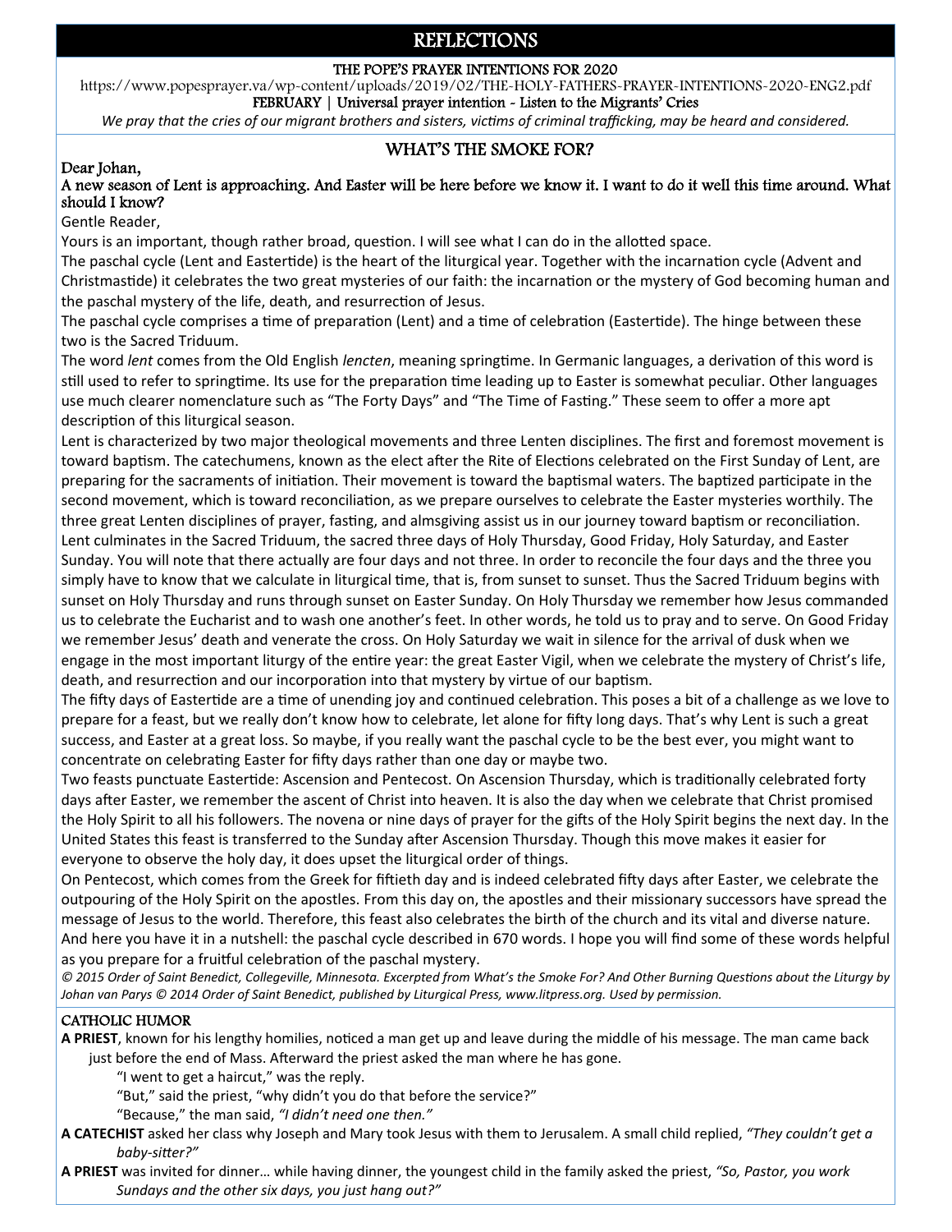# REFLECTIONS

**THE POPE'S PRAYER INTENTIONS FOR 2020**

https://www.popesprayer.va/wp-content/uploads/2019/02/THE-HOLY-FATHERS-PRAYER-INTENTIONS-2020-ENG2.pdf

**FEBRUARY | Universal prayer intention - Listen to the Migrants' Cries**

*We pray that the cries of our migrant brothers and sisters, victims of criminal trafficking, may be heard and considered.*

## WHAT'S THE SMOKE FOR?

**Dear Johan,**

**A new season of Lent is approaching. And Easter will be here before we know it. I want to do it well this time around. What should I know?**

Gentle Reader,

Yours is an important, though rather broad, question. I will see what I can do in the allotted space.

The paschal cycle (Lent and Eastertide) is the heart of the liturgical year. Together with the incarnation cycle (Advent and Christmastide) it celebrates the two great mysteries of our faith: the incarnation or the mystery of God becoming human and the paschal mystery of the life, death, and resurrection of Jesus.

The paschal cycle comprises a time of preparation (Lent) and a time of celebration (Eastertide). The hinge between these two is the Sacred Triduum.

The word *lent* comes from the Old English *lencten*, meaning springtime. In Germanic languages, a derivation of this word is still used to refer to springtime. Its use for the preparation time leading up to Easter is somewhat peculiar. Other languages use much clearer nomenclature such as "The Forty Days" and "The Time of Fasting." These seem to offer a more apt description of this liturgical season.

Lent is characterized by two major theological movements and three Lenten disciplines. The first and foremost movement is toward baptism. The catechumens, known as the elect after the Rite of Elections celebrated on the First Sunday of Lent, are preparing for the sacraments of initiation. Their movement is toward the baptismal waters. The baptized participate in the second movement, which is toward reconciliation, as we prepare ourselves to celebrate the Easter mysteries worthily. The three great Lenten disciplines of prayer, fasting, and almsgiving assist us in our journey toward baptism or reconciliation.

Lent culminates in the Sacred Triduum, the sacred three days of Holy Thursday, Good Friday, Holy Saturday, and Easter Sunday. You will note that there actually are four days and not three. In order to reconcile the four days and the three you simply have to know that we calculate in liturgical time, that is, from sunset to sunset. Thus the Sacred Triduum begins with sunset on Holy Thursday and runs through sunset on Easter Sunday. On Holy Thursday we remember how Jesus commanded us to celebrate the Eucharist and to wash one another's feet. In other words, he told us to pray and to serve. On Good Friday we remember Jesus' death and venerate the cross. On Holy Saturday we wait in silence for the arrival of dusk when we engage in the most important liturgy of the entire year: the great Easter Vigil, when we celebrate the mystery of Christ's life, death, and resurrection and our incorporation into that mystery by virtue of our baptism.

The fifty days of Eastertide are a time of unending joy and continued celebration. This poses a bit of a challenge as we love to prepare for a feast, but we really don't know how to celebrate, let alone for fifty long days. That's why Lent is such a great success, and Easter at a great loss. So maybe, if you really want the paschal cycle to be the best ever, you might want to concentrate on celebrating Easter for fifty days rather than one day or maybe two.

Two feasts punctuate Eastertide: Ascension and Pentecost. On Ascension Thursday, which is traditionally celebrated forty days after Easter, we remember the ascent of Christ into heaven. It is also the day when we celebrate that Christ promised the Holy Spirit to all his followers. The novena or nine days of prayer for the gifts of the Holy Spirit begins the next day. In the United States this feast is transferred to the Sunday after Ascension Thursday. Though this move makes it easier for everyone to observe the holy day, it does upset the liturgical order of things.

On Pentecost, which comes from the Greek for fiftieth day and is indeed celebrated fifty days after Easter, we celebrate the outpouring of the Holy Spirit on the apostles. From this day on, the apostles and their missionary successors have spread the message of Jesus to the world. Therefore, this feast also celebrates the birth of the church and its vital and diverse nature.

And here you have it in a nutshell: the paschal cycle described in 670 words. I hope you will find some of these words helpful as you prepare for a fruitful celebration of the paschal mystery.

*© 2015 Order of Saint Benedict, Collegeville, Minnesota. Excerpted from What's the Smoke For? And Other Burning Questions about the Liturgy by Johan van Parys © 2014 Order of Saint Benedict, published by Liturgical Press, www.litpress.org. Used by permission.*

## CATHOLIC HUMOR

**A PRIEST**, known for his lengthy homilies, noticed a man get up and leave during the middle of his message. The man came back just before the end of Mass. Afterward the priest asked the man where he has gone.

"I went to get a haircut," was the reply.

"But," said the priest, "why didn't you do that before the service?"

"Because," the man said, *"I didn't need one then."*

**A CATECHIST** asked her class why Joseph and Mary took Jesus with them to Jerusalem. A small child replied, *"They couldn't get a baby-sitter?"*

**A PRIEST** was invited for dinner… while having dinner, the youngest child in the family asked the priest, *"So, Pastor, you work Sundays and the other six days, you just hang out?"*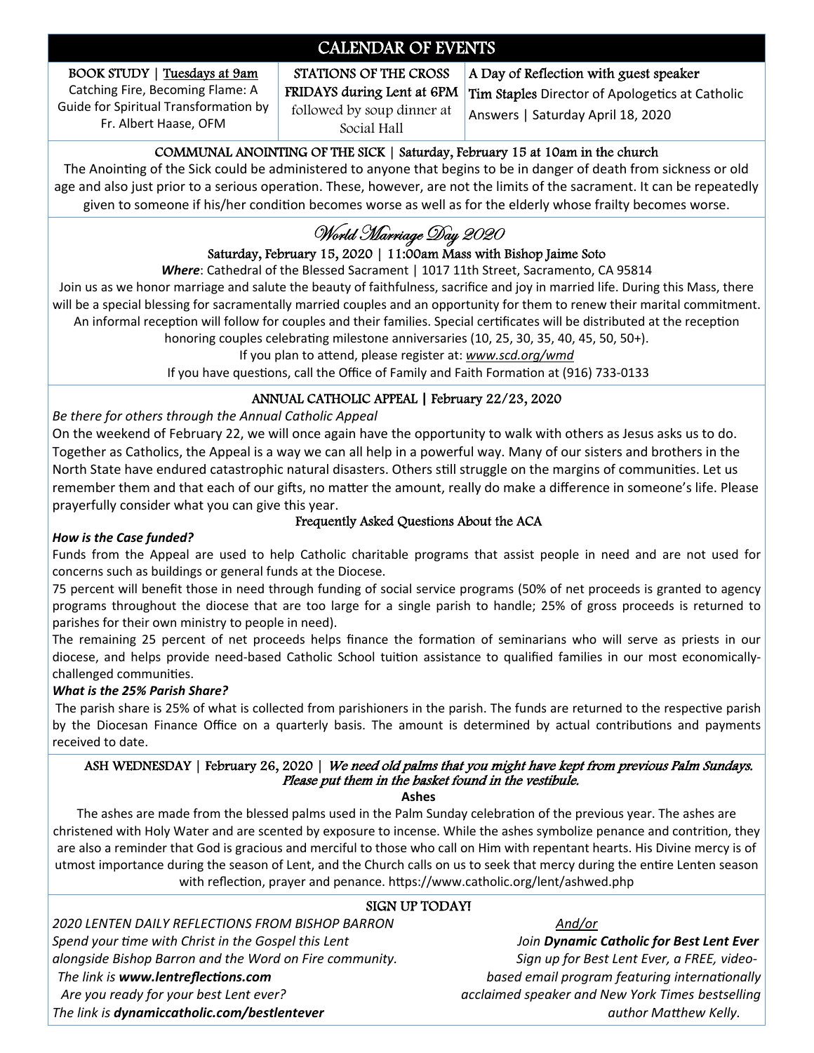# CALENDAR OF EVENTS

**BOOK STUDY | Tuesdays at 9am**
Catching Fire, Becoming Flame: A Guide for Spiritual Transformation by Fr. Albert Haase, OFM

**STATIONS OF THE CROSS**
**FRIDAYS during Lent at 6PM**
followed by soup dinner at Social Hall

**A Day of Reflection with guest speaker**
**Tim Staples** Director of Apologetics at Catholic Answers | Saturday April 18, 2020

## COMMUNAL ANOINTING OF THE SICK | Saturday, February 15 at 10am in the church

The Anointing of the Sick could be administered to anyone that begins to be in danger of death from sickness or old age and also just prior to a serious operation. These, however, are not the limits of the sacrament. It can be repeatedly given to someone if his/her condition becomes worse as well as for the elderly whose frailty becomes worse.

## *World Marriage Day 2020*

**Saturday, February 15, 2020 | 11:00am Mass with Bishop Jaime Soto**

***Where***: Cathedral of the Blessed Sacrament | 1017 11th Street, Sacramento, CA 95814

Join us as we honor marriage and salute the beauty of faithfulness, sacrifice and joy in married life. During this Mass, there will be a special blessing for sacramentally married couples and an opportunity for them to renew their marital commitment. An informal reception will follow for couples and their families. Special certificates will be distributed at the reception honoring couples celebrating milestone anniversaries (10, 25, 30, 35, 40, 45, 50, 50+).

If you plan to attend, please register at: *www.scd.org/wmd*

If you have questions, call the Office of Family and Faith Formation at (916) 733-0133

## ANNUAL CATHOLIC APPEAL | February 22/23, 2020

*Be there for others through the Annual Catholic Appeal*

On the weekend of February 22, we will once again have the opportunity to walk with others as Jesus asks us to do. Together as Catholics, the Appeal is a way we can all help in a powerful way. Many of our sisters and brothers in the North State have endured catastrophic natural disasters. Others still struggle on the margins of communities. Let us remember them and that each of our gifts, no matter the amount, really do make a difference in someone's life. Please prayerfully consider what you can give this year.

### Frequently Asked Questions About the ACA

***How is the Case funded?***

Funds from the Appeal are used to help Catholic charitable programs that assist people in need and are not used for concerns such as buildings or general funds at the Diocese.

75 percent will benefit those in need through funding of social service programs (50% of net proceeds is granted to agency programs throughout the diocese that are too large for a single parish to handle; 25% of gross proceeds is returned to parishes for their own ministry to people in need).

The remaining 25 percent of net proceeds helps finance the formation of seminarians who will serve as priests in our diocese, and helps provide need-based Catholic School tuition assistance to qualified families in our most economically-challenged communities.

***What is the 25% Parish Share?***

The parish share is 25% of what is collected from parishioners in the parish. The funds are returned to the respective parish by the Diocesan Finance Office on a quarterly basis. The amount is determined by actual contributions and payments received to date.

## ASH WEDNESDAY | February 26, 2020 | *We need old palms that you might have kept from previous Palm Sundays. Please put them in the basket found in the vestibule.*

**Ashes**

The ashes are made from the blessed palms used in the Palm Sunday celebration of the previous year. The ashes are christened with Holy Water and are scented by exposure to incense. While the ashes symbolize penance and contrition, they are also a reminder that God is gracious and merciful to those who call on Him with repentant hearts. His Divine mercy is of utmost importance during the season of Lent, and the Church calls on us to seek that mercy during the entire Lenten season with reflection, prayer and penance. https://www.catholic.org/lent/ashwed.php

## SIGN UP TODAY!

*2020 LENTEN DAILY REFLECTIONS FROM BISHOP BARRON*
*Spend your time with Christ in the Gospel this Lent alongside Bishop Barron and the Word on Fire community.*
*The link is **www.lentreflections.com***

*And/or*

*Join **Dynamic Catholic for Best Lent Ever***
*Sign up for Best Lent Ever, a FREE, video-based email program featuring internationally acclaimed speaker and New York Times bestselling author Matthew Kelly.*
*Are you ready for your best Lent ever?*
*The link is **dynamiccatholic.com/bestlentever***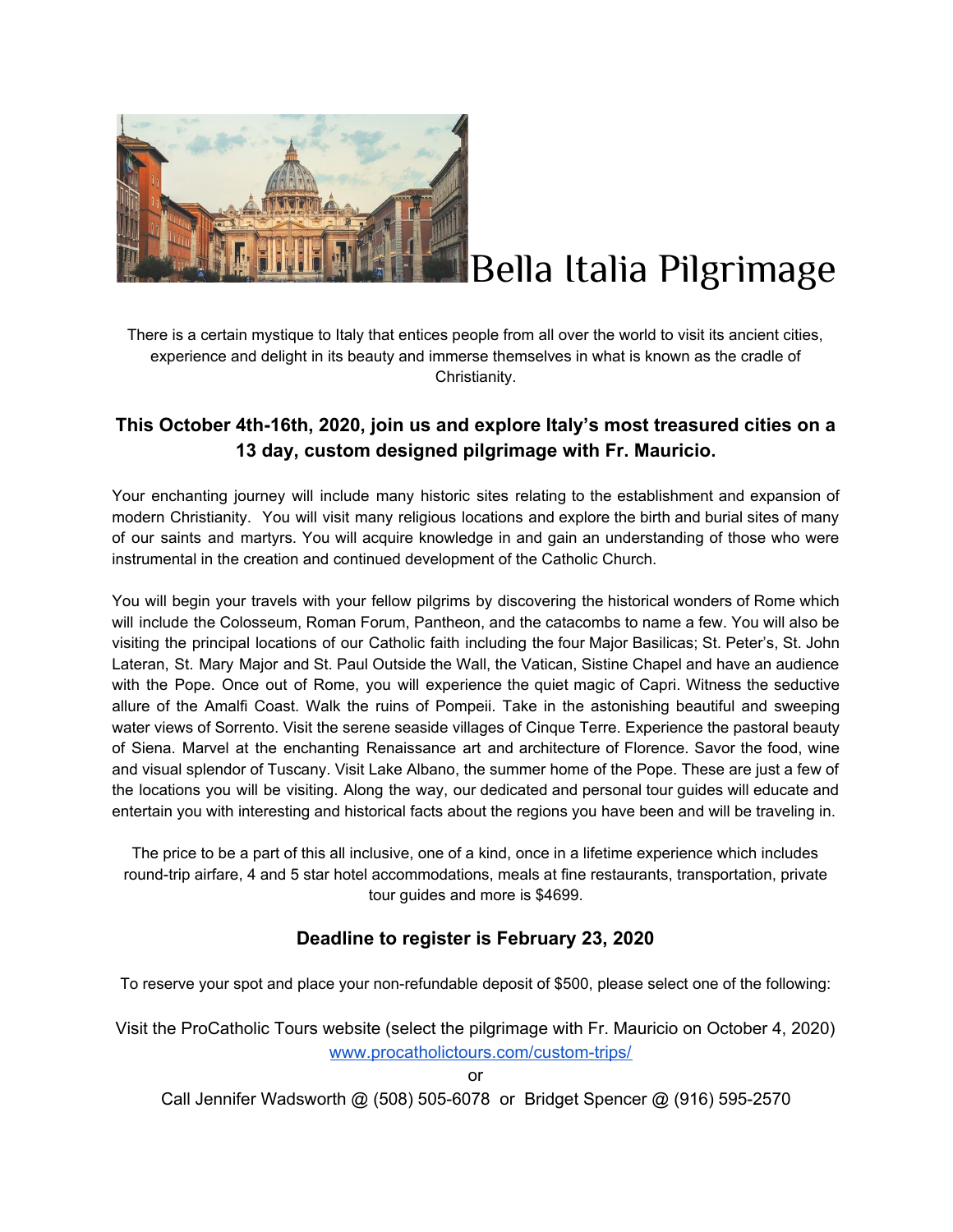# Bella Italia Pilgrimage

There is a certain mystique to Italy that entices people from all over the world to visit its ancient cities, experience and delight in its beauty and immerse themselves in what is known as the cradle of Christianity.

### This October 4th-16th, 2020, join us and explore Italy's most treasured cities on a 13 day, custom designed pilgrimage with Fr. Mauricio.

Your enchanting journey will include many historic sites relating to the establishment and expansion of modern Christianity. You will visit many religious locations and explore the birth and burial sites of many of our saints and martyrs. You will acquire knowledge in and gain an understanding of those who were instrumental in the creation and continued development of the Catholic Church.

You will begin your travels with your fellow pilgrims by discovering the historical wonders of Rome which will include the Colosseum, Roman Forum, Pantheon, and the catacombs to name a few. You will also be visiting the principal locations of our Catholic faith including the four Major Basilicas; St. Peter's, St. John Lateran, St. Mary Major and St. Paul Outside the Wall, the Vatican, Sistine Chapel and have an audience with the Pope. Once out of Rome, you will experience the quiet magic of Capri. Witness the seductive allure of the Amalfi Coast. Walk the ruins of Pompeii. Take in the astonishing beautiful and sweeping water views of Sorrento. Visit the serene seaside villages of Cinque Terre. Experience the pastoral beauty of Siena. Marvel at the enchanting Renaissance art and architecture of Florence. Savor the food, wine and visual splendor of Tuscany. Visit Lake Albano, the summer home of the Pope. These are just a few of the locations you will be visiting. Along the way, our dedicated and personal tour guides will educate and entertain you with interesting and historical facts about the regions you have been and will be traveling in.

The price to be a part of this all inclusive, one of a kind, once in a lifetime experience which includes round-trip airfare, 4 and 5 star hotel accommodations, meals at fine restaurants, transportation, private tour guides and more is $4699.

### Deadline to register is February 23, 2020

To reserve your spot and place your non-refundable deposit of $500, please select one of the following:

Visit the ProCatholic Tours website (select the pilgrimage with Fr. Mauricio on October 4, 2020)
[www.procatholictours.com/custom-trips/](http://www.procatholictours.com/custom-trips/)

or

Call Jennifer Wadsworth @ (508) 505-6078 or Bridget Spencer @ (916) 595-2570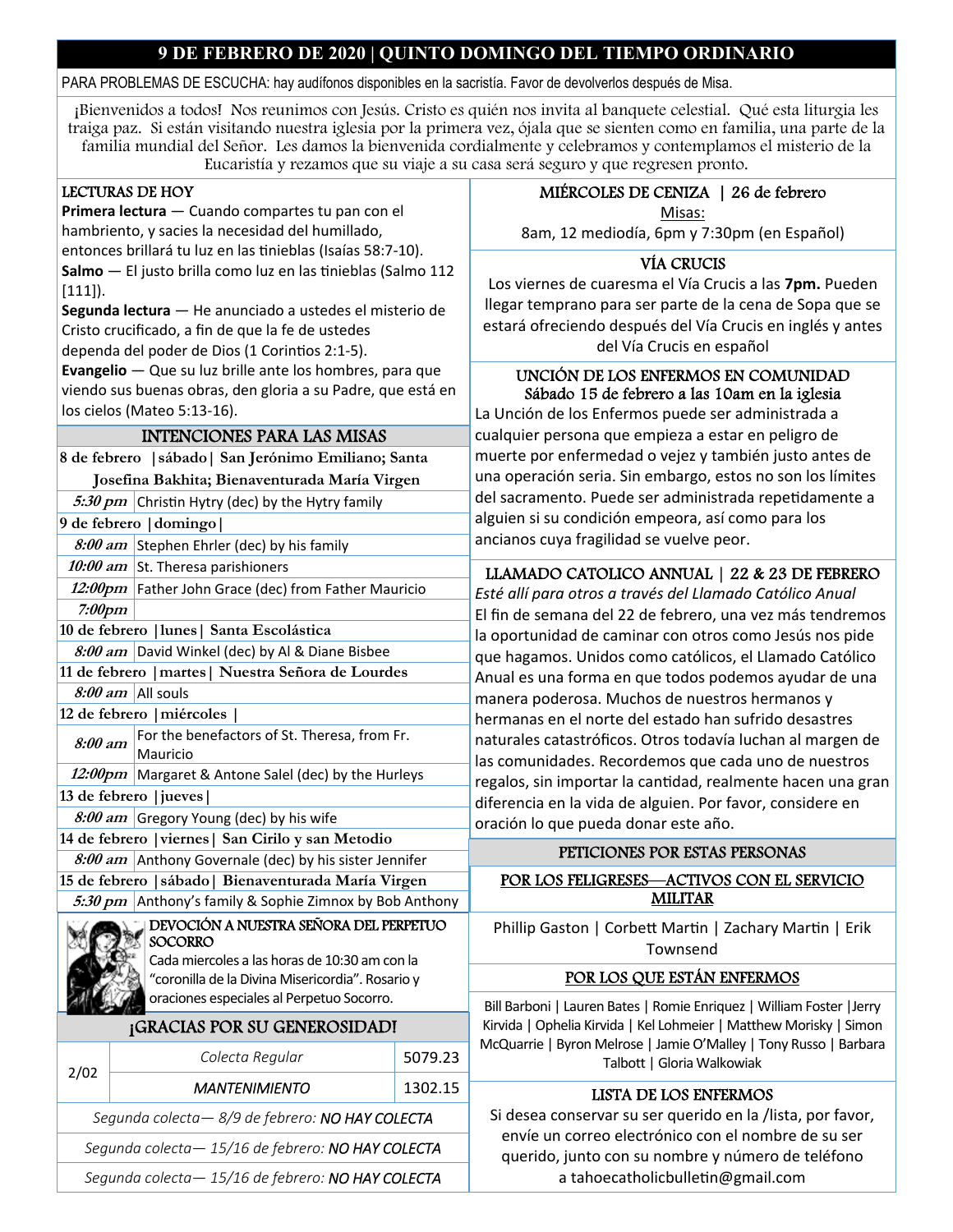## 9 DE FEBRERO DE 2020 | QUINTO DOMINGO DEL TIEMPO ORDINARIO

PARA PROBLEMAS DE ESCUCHA: hay audífonos disponibles en la sacristía. Favor de devolverlos después de Misa.

¡Bienvenidos a todos! Nos reunimos con Jesús. Cristo es quién nos invita al banquete celestial. Qué esta liturgia les traiga paz. Si están visitando nuestra iglesia por la primera vez, ójala que se sienten como en familia, una parte de la familia mundial del Señor. Les damos la bienvenida cordialmente y celebramos y contemplamos el misterio de la Eucaristía y rezamos que su viaje a su casa será seguro y que regresen pronto.

### LECTURAS DE HOY

**Primera lectura** — Cuando compartes tu pan con el hambriento, y sacies la necesidad del humillado, entonces brillará tu luz en las tinieblas (Isaías 58:7-10).
**Salmo** — El justo brilla como luz en las tinieblas (Salmo 112 [111]).
**Segunda lectura** — He anunciado a ustedes el misterio de Cristo crucificado, a fin de que la fe de ustedes dependa del poder de Dios (1 Corintios 2:1-5).
**Evangelio** — Que su luz brille ante los hombres, para que viendo sus buenas obras, den gloria a su Padre, que está en los cielos (Mateo 5:13-16).

### INTENCIONES PARA LAS MISAS

| | |
|---|---|
| **8 de febrero \|sábado\| San Jerónimo Emiliano; Santa Josefina Bakhita; Bienaventurada María Virgen** | |
| *5:30 pm* | Christin Hytry (dec) by the Hytry family |
| **9 de febrero \|domingo\|** | |
| *8:00 am* | Stephen Ehrler (dec) by his family |
| *10:00 am* | St. Theresa parishioners |
| *12:00pm* | Father John Grace (dec) from Father Mauricio |
| *7:00pm* | |
| **10 de febrero \|lunes\| Santa Escolástica** | |
| *8:00 am* | David Winkel (dec) by Al & Diane Bisbee |
| **11 de febrero \|martes\| Nuestra Señora de Lourdes** | |
| *8:00 am* | All souls |
| **12 de febrero \|miércoles\|** | |
| *8:00 am* | For the benefactors of St. Theresa, from Fr. Mauricio |
| *12:00pm* | Margaret & Antone Salel (dec) by the Hurleys |
| **13 de febrero \|jueves\|** | |
| *8:00 am* | Gregory Young (dec) by his wife |
| **14 de febrero \|viernes\| San Cirilo y san Metodio** | |
| *8:00 am* | Anthony Governale (dec) by his sister Jennifer |
| **15 de febrero \|sábado\| Bienaventurada María Virgen** | |
| *5:30 pm* | Anthony's family & Sophie Zimnox by Bob Anthony |

### DEVOCIÓN A NUESTRA SEÑORA DEL PERPETUO SOCORRO

Cada miercoles a las horas de 10:30 am con la "coronilla de la Divina Misericordia". Rosario y oraciones especiales al Perpetuo Socorro.

### ¡GRACIAS POR SU GENEROSIDAD!

| | | |
|---|---|---|
| 2/02 | *Colecta Regular* | 5079.23 |
| | *MANTENIMIENTO* | 1302.15 |
| *Segunda colecta— 8/9 de febrero: NO HAY COLECTA* | | |
| *Segunda colecta— 15/16 de febrero: NO HAY COLECTA* | | |
| *Segunda colecta— 15/16 de febrero: NO HAY COLECTA* | | |

### MIÉRCOLES DE CENIZA | 26 de febrero

Misas:
8am, 12 mediodía, 6pm y 7:30pm (en Español)

### VÍA CRUCIS

Los viernes de cuaresma el Vía Crucis a las **7pm.** Pueden llegar temprano para ser parte de la cena de Sopa que se estará ofreciendo después del Vía Crucis en inglés y antes del Vía Crucis en español

### UNCIÓN DE LOS ENFERMOS EN COMUNIDAD
### Sábado 15 de febrero a las 10am en la iglesia

La Unción de los Enfermos puede ser administrada a cualquier persona que empieza a estar en peligro de muerte por enfermedad o vejez y también justo antes de una operación seria. Sin embargo, estos no son los límites del sacramento. Puede ser administrada repetidamente a alguien si su condición empeora, así como para los ancianos cuya fragilidad se vuelve peor.

### LLAMADO CATOLICO ANNUAL | 22 & 23 DE FEBRERO

*Esté allí para otros a través del Llamado Católico Anual*
El fin de semana del 22 de febrero, una vez más tendremos la oportunidad de caminar con otros como Jesús nos pide que hagamos. Unidos como católicos, el Llamado Católico Anual es una forma en que todos podemos ayudar de una manera poderosa. Muchos de nuestros hermanos y hermanas en el norte del estado han sufrido desastres naturales catastróficos. Otros todavía luchan al margen de las comunidades. Recordemos que cada uno de nuestros regalos, sin importar la cantidad, realmente hacen una gran diferencia en la vida de alguien. Por favor, considere en oración lo que pueda donar este año.

### PETICIONES POR ESTAS PERSONAS

**POR LOS FELIGRESES—ACTIVOS CON EL SERVICIO MILITAR**

Phillip Gaston | Corbett Martin | Zachary Martin | Erik Townsend

**POR LOS QUE ESTÁN ENFERMOS**

Bill Barboni | Lauren Bates | Romie Enriquez | William Foster |Jerry Kirvida | Ophelia Kirvida | Kel Lohmeier | Matthew Morisky | Simon McQuarrie | Byron Melrose | Jamie O'Malley | Tony Russo | Barbara Talbott | Gloria Walkowiak

### LISTA DE LOS ENFERMOS

Si desea conservar su ser querido en la /lista, por favor, envíe un correo electrónico con el nombre de su ser querido, junto con su nombre y número de teléfono a tahoecatholicbulletin@gmail.com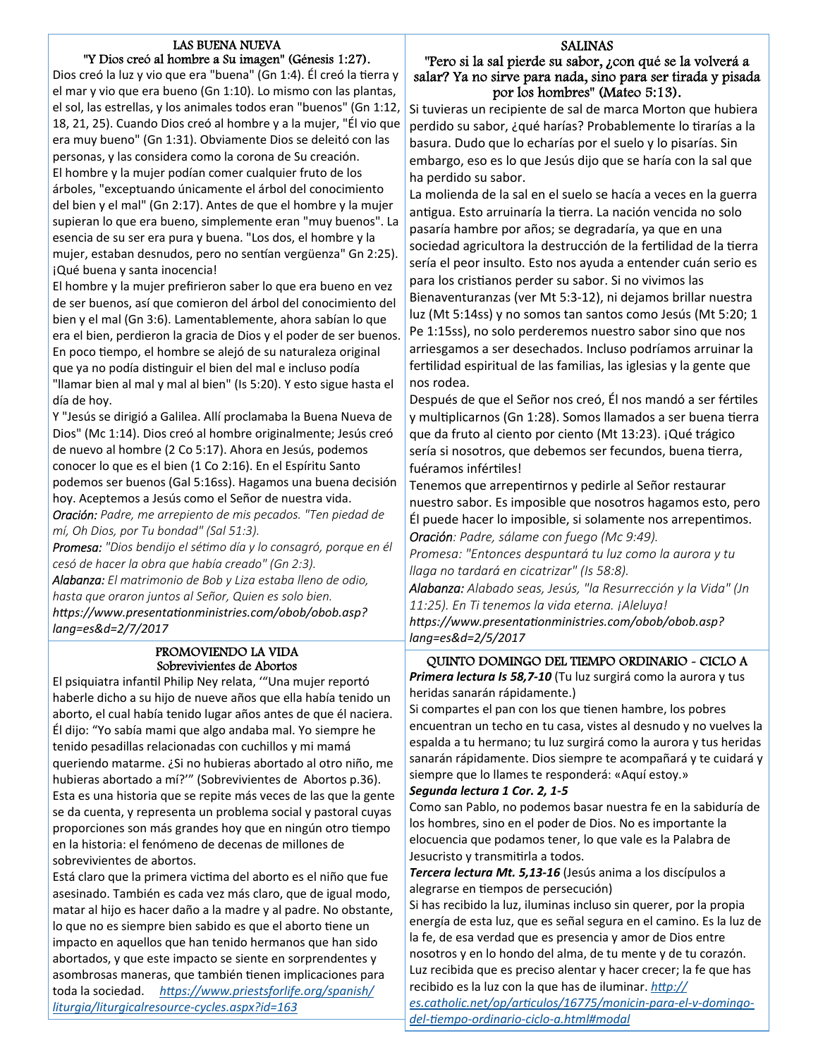## LAS BUENA NUEVA

### "Y Dios creó al hombre a Su imagen" (Génesis 1:27).

Dios creó la luz y vio que era "buena" (Gn 1:4). Él creó la tierra y el mar y vio que era bueno (Gn 1:10). Lo mismo con las plantas, el sol, las estrellas, y los animales todos eran "buenos" (Gn 1:12, 18, 21, 25). Cuando Dios creó al hombre y a la mujer, "Él vio que era muy bueno" (Gn 1:31). Obviamente Dios se deleitó con las personas, y las considera como la corona de Su creación.

El hombre y la mujer podían comer cualquier fruto de los árboles, "exceptuando únicamente el árbol del conocimiento del bien y el mal" (Gn 2:17). Antes de que el hombre y la mujer supieran lo que era bueno, simplemente eran "muy buenos". La esencia de su ser era pura y buena. "Los dos, el hombre y la mujer, estaban desnudos, pero no sentían vergüenza" Gn 2:25). ¡Qué buena y santa inocencia!

El hombre y la mujer prefirieron saber lo que era bueno en vez de ser buenos, así que comieron del árbol del conocimiento del bien y el mal (Gn 3:6). Lamentablemente, ahora sabían lo que era el bien, perdieron la gracia de Dios y el poder de ser buenos. En poco tiempo, el hombre se alejó de su naturaleza original que ya no podía distinguir el bien del mal e incluso podía "llamar bien al mal y mal al bien" (Is 5:20). Y esto sigue hasta el día de hoy.

Y "Jesús se dirigió a Galilea. Allí proclamaba la Buena Nueva de Dios" (Mc 1:14). Dios creó al hombre originalmente; Jesús creó de nuevo al hombre (2 Co 5:17). Ahora en Jesús, podemos conocer lo que es el bien (1 Co 2:16). En el Espíritu Santo podemos ser buenos (Gal 5:16ss). Hagamos una buena decisión hoy. Aceptemos a Jesús como el Señor de nuestra vida.

***Oración:*** *Padre, me arrepiento de mis pecados. "Ten piedad de mí, Oh Dios, por Tu bondad" (Sal 51:3).*

***Promesa:*** *"Dios bendijo el sétimo día y lo consagró, porque en él cesó de hacer la obra que había creado" (Gn 2:3).*

***Alabanza:*** *El matrimonio de Bob y Liza estaba lleno de odio, hasta que oraron juntos al Señor, Quien es solo bien.*

*https://www.presentationministries.com/obob/obob.asp?lang=es&d=2/7/2017*

## PROMOVIENDO LA VIDA

### Sobrevivientes de Abortos

El psiquiatra infantil Philip Ney relata, '"Una mujer reportó haberle dicho a su hijo de nueve años que ella había tenido un aborto, el cual había tenido lugar años antes de que él naciera. Él dijo: "Yo sabía mami que algo andaba mal. Yo siempre he tenido pesadillas relacionadas con cuchillos y mi mamá queriendo matarme. ¿Si no hubieras abortado al otro niño, me hubieras abortado a mí?'" (Sobrevivientes de Abortos p.36). Esta es una historia que se repite más veces de las que la gente se da cuenta, y representa un problema social y pastoral cuyas proporciones son más grandes hoy que en ningún otro tiempo en la historia: el fenómeno de decenas de millones de sobrevivientes de abortos.

Está claro que la primera victima del aborto es el niño que fue asesinado. También es cada vez más claro, que de igual modo, matar al hijo es hacer daño a la madre y al padre. No obstante, lo que no es siempre bien sabido es que el aborto tiene un impacto en aquellos que han tenido hermanos que han sido abortados, y que este impacto se siente en sorprendentes y asombrosas maneras, que también tienen implicaciones para toda la sociedad. *https://www.priestsforlife.org/spanish/liturgia/liturgicalresource-cycles.aspx?id=163*

## SALINAS

### "Pero si la sal pierde su sabor, ¿con qué se la volverá a salar? Ya no sirve para nada, sino para ser tirada y pisada por los hombres" (Mateo 5:13).

Si tuvieras un recipiente de sal de marca Morton que hubiera perdido su sabor, ¿qué harías? Probablemente lo tirarías a la basura. Dudo que lo echarías por el suelo y lo pisarías. Sin embargo, eso es lo que Jesús dijo que se haría con la sal que ha perdido su sabor.

La molienda de la sal en el suelo se hacía a veces en la guerra antigua. Esto arruinaría la tierra. La nación vencida no solo pasaría hambre por años; se degradaría, ya que en una sociedad agricultora la destrucción de la fertilidad de la tierra sería el peor insulto. Esto nos ayuda a entender cuán serio es para los cristianos perder su sabor. Si no vivimos las Bienaventuranzas (ver Mt 5:3-12), ni dejamos brillar nuestra luz (Mt 5:14ss) y no somos tan santos como Jesús (Mt 5:20; 1 Pe 1:15ss), no solo perderemos nuestro sabor sino que nos arriesgamos a ser desechados. Incluso podríamos arruinar la fertilidad espiritual de las familias, las iglesias y la gente que nos rodea.

Después de que el Señor nos creó, Él nos mandó a ser fértiles y multiplicarnos (Gn 1:28). Somos llamados a ser buena tierra que da fruto al ciento por ciento (Mt 13:23). ¡Qué trágico sería si nosotros, que debemos ser fecundos, buena tierra, fuéramos infértiles!

Tenemos que arrepentirnos y pedirle al Señor restaurar nuestro sabor. Es imposible que nosotros hagamos esto, pero Él puede hacer lo imposible, si solamente nos arrepentimos.

***Oración****: Padre, sálame con fuego (Mc 9:49).*

*Promesa: "Entonces despuntará tu luz como la aurora y tu llaga no tardará en cicatrizar" (Is 58:8).*

***Alabanza:*** *Alabado seas, Jesús, "la Resurrección y la Vida" (Jn 11:25). En Ti tenemos la vida eterna. ¡Aleluya!*

*https://www.presentationministries.com/obob/obob.asp?lang=es&d=2/5/2017*

## QUINTO DOMINGO DEL TIEMPO ORDINARIO - CICLO A

***Primera lectura Is 58,7-10*** (Tu luz surgirá como la aurora y tus heridas sanarán rápidamente.)

Si compartes el pan con los que tienen hambre, los pobres encuentran un techo en tu casa, vistes al desnudo y no vuelves la espalda a tu hermano; tu luz surgirá como la aurora y tus heridas sanarán rápidamente. Dios siempre te acompañará y te cuidará y siempre que lo llames te responderá: «Aquí estoy.»

***Segunda lectura 1 Cor. 2, 1-5***

Como san Pablo, no podemos basar nuestra fe en la sabiduría de los hombres, sino en el poder de Dios. No es importante la elocuencia que podamos tener, lo que vale es la Palabra de Jesucristo y transmitirla a todos.

***Tercera lectura Mt. 5,13-16*** (Jesús anima a los discípulos a alegrarse en tiempos de persecución)

Si has recibido la luz, iluminas incluso sin querer, por la propia energía de esta luz, que es señal segura en el camino. Es la luz de la fe, de esa verdad que es presencia y amor de Dios entre nosotros y en lo hondo del alma, de tu mente y de tu corazón. Luz recibida que es preciso alentar y hacer crecer; la fe que has recibido es la luz con la que has de iluminar. *http://es.catholic.net/op/articulos/16775/monicin-para-el-v-domingo-del-tiempo-ordinario-ciclo-a.html#modal*